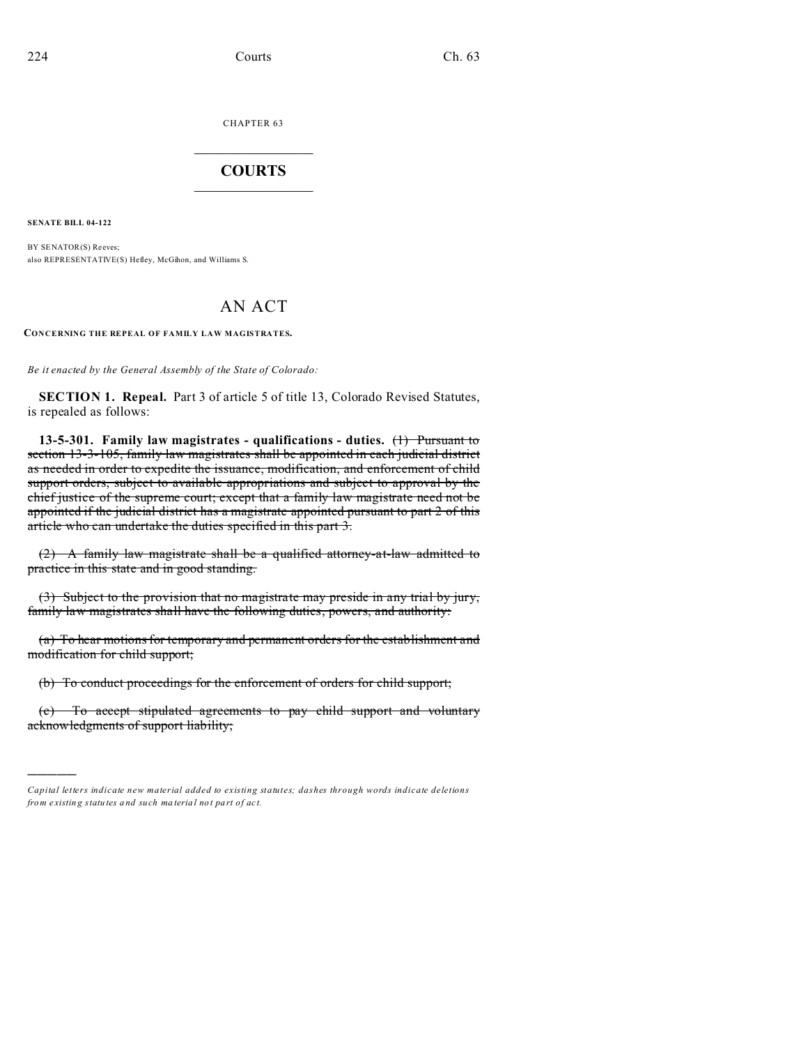CHAPTER 63

# COURTS

**SENATE BILL 04-122**

BY SENATOR(S) Reeves;
also REPRESENTATIVE(S) Hefley, McGihon, and Williams S.

# AN ACT

**CONCERNING THE REPEAL OF FAMILY LAW MAGISTRATES.**

*Be it enacted by the General Assembly of the State of Colorado:*

**SECTION 1. Repeal.** Part 3 of article 5 of title 13, Colorado Revised Statutes, is repealed as follows:

**13-5-301. Family law magistrates - qualifications - duties.** ~~(1) Pursuant to section 13-3-105, family law magistrates shall be appointed in each judicial district as needed in order to expedite the issuance, modification, and enforcement of child support orders, subject to available appropriations and subject to approval by the chief justice of the supreme court; except that a family law magistrate need not be appointed if the judicial district has a magistrate appointed pursuant to part 2 of this article who can undertake the duties specified in this part 3.~~

~~(2) A family law magistrate shall be a qualified attorney-at-law admitted to practice in this state and in good standing.~~

~~(3) Subject to the provision that no magistrate may preside in any trial by jury, family law magistrates shall have the following duties, powers, and authority:~~

~~(a) To hear motions for temporary and permanent orders for the establishment and modification for child support;~~

~~(b) To conduct proceedings for the enforcement of orders for child support;~~

~~(c) To accept stipulated agreements to pay child support and voluntary acknowledgments of support liability;~~

---

*Capital letters indicate new material added to existing statutes; dashes through words indicate deletions from existing statutes and such material not part of act.*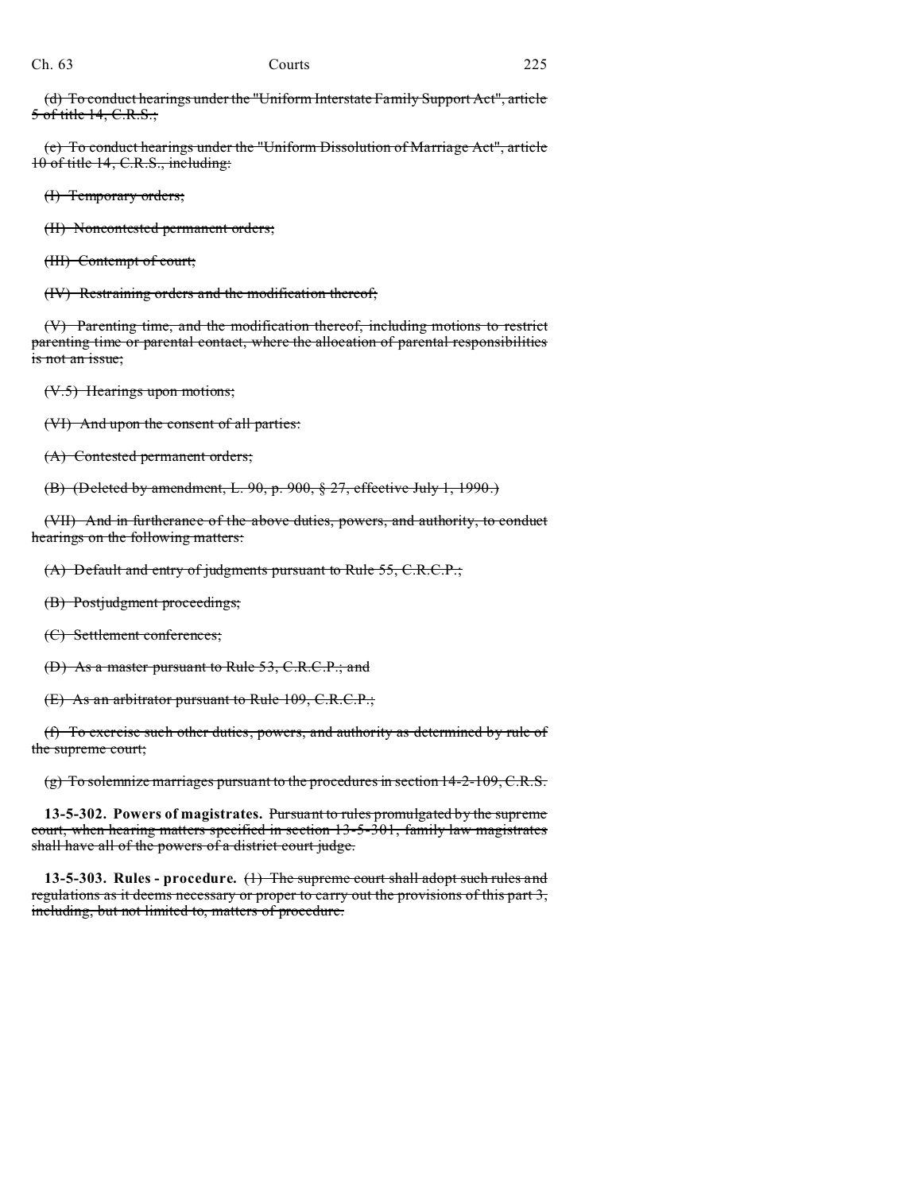~~(d) To conduct hearings under the "Uniform Interstate Family Support Act", article 5 of title 14, C.R.S.;~~

~~(e) To conduct hearings under the "Uniform Dissolution of Marriage Act", article 10 of title 14, C.R.S., including:~~

~~(I) Temporary orders;~~

~~(II) Noncontested permanent orders;~~

~~(III) Contempt of court;~~

~~(IV) Restraining orders and the modification thereof;~~

~~(V) Parenting time, and the modification thereof, including motions to restrict parenting time or parental contact, where the allocation of parental responsibilities is not an issue;~~

~~(V.5) Hearings upon motions;~~

~~(VI) And upon the consent of all parties:~~

~~(A) Contested permanent orders;~~

~~(B) (Deleted by amendment, L. 90, p. 900, § 27, effective July 1, 1990.)~~

~~(VII) And in furtherance of the above duties, powers, and authority, to conduct hearings on the following matters:~~

~~(A) Default and entry of judgments pursuant to Rule 55, C.R.C.P.;~~

~~(B) Postjudgment proceedings;~~

~~(C) Settlement conferences;~~

~~(D) As a master pursuant to Rule 53, C.R.C.P.; and~~

~~(E) As an arbitrator pursuant to Rule 109, C.R.C.P.;~~

~~(f) To exercise such other duties, powers, and authority as determined by rule of the supreme court;~~

~~(g) To solemnize marriages pursuant to the procedures in section 14-2-109, C.R.S.~~

**13-5-302. Powers of magistrates.** ~~Pursuant to rules promulgated by the supreme court, when hearing matters specified in section 13-5-301, family law magistrates shall have all of the powers of a district court judge.~~

**13-5-303. Rules - procedure.** ~~(1) The supreme court shall adopt such rules and regulations as it deems necessary or proper to carry out the provisions of this part 3, including, but not limited to, matters of procedure.~~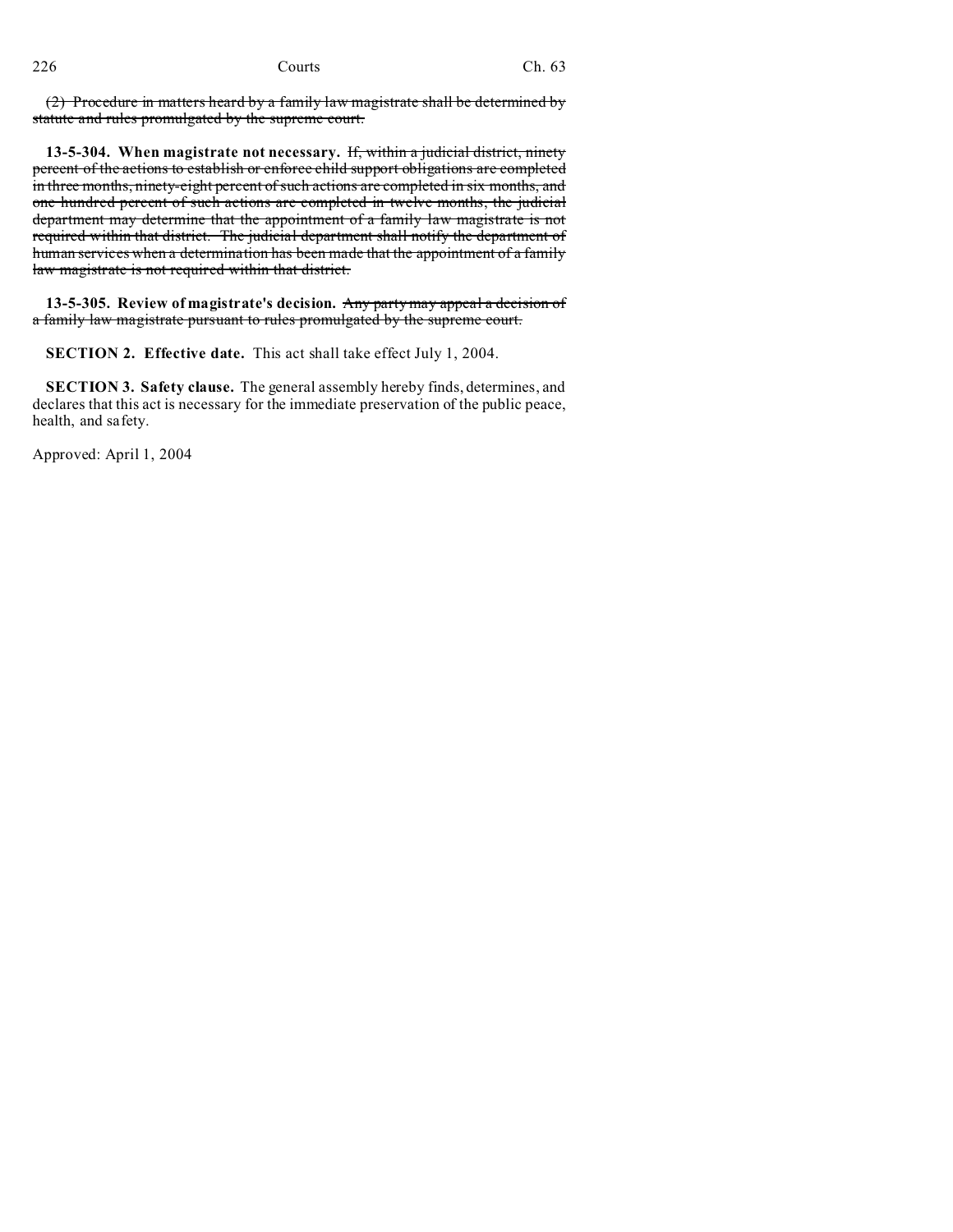~~(2) Procedure in matters heard by a family law magistrate shall be determined by statute and rules promulgated by the supreme court.~~

**13-5-304. When magistrate not necessary.** ~~If, within a judicial district, ninety percent of the actions to establish or enforce child support obligations are completed in three months, ninety-eight percent of such actions are completed in six months, and one hundred percent of such actions are completed in twelve months, the judicial department may determine that the appointment of a family law magistrate is not required within that district. The judicial department shall notify the department of human services when a determination has been made that the appointment of a family law magistrate is not required within that district.~~

**13-5-305. Review of magistrate's decision.** ~~Any party may appeal a decision of a family law magistrate pursuant to rules promulgated by the supreme court.~~

**SECTION 2. Effective date.** This act shall take effect July 1, 2004.

**SECTION 3. Safety clause.** The general assembly hereby finds, determines, and declares that this act is necessary for the immediate preservation of the public peace, health, and safety.

Approved: April 1, 2004